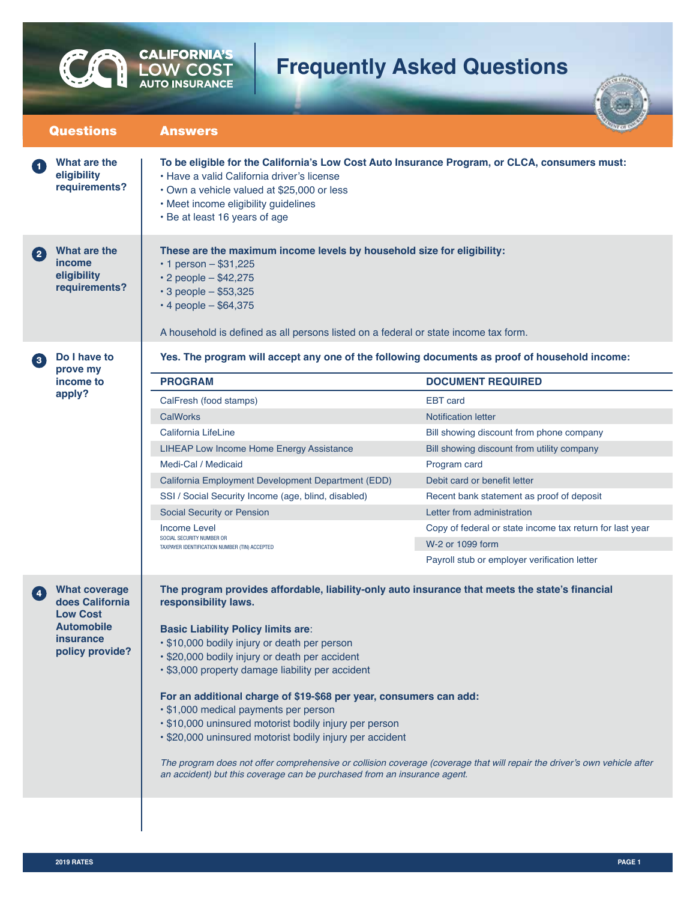# CALIFORNIA'S LOW COST AUTO INSURANCE

# Frequently Asked Questions

| Questions | Answers |
|---|---|

## 1. What are the eligibility requirements?

**To be eligible for the California's Low Cost Auto Insurance Program, or CLCA, consumers must:**

- Have a valid California driver's license
- Own a vehicle valued at $25,000 or less
- Meet income eligibility guidelines
- Be at least 16 years of age

## 2. What are the income eligibility requirements?

**These are the maximum income levels by household size for eligibility:**

- 1 person – $31,225
- 2 people – $42,275
- 3 people – $53,325
- 4 people – $64,375

A household is defined as all persons listed on a federal or state income tax form.

## 3. Do I have to prove my income to apply?

**Yes. The program will accept any one of the following documents as proof of household income:**

| PROGRAM | DOCUMENT REQUIRED |
|---|---|
| CalFresh (food stamps) | EBT card |
| CalWorks | Notification letter |
| California LifeLine | Bill showing discount from phone company |
| LIHEAP Low Income Home Energy Assistance | Bill showing discount from utility company |
| Medi-Cal / Medicaid | Program card |
| California Employment Development Department (EDD) | Debit card or benefit letter |
| SSI / Social Security Income (age, blind, disabled) | Recent bank statement as proof of deposit |
| Social Security or Pension | Letter from administration |
| Income Level<br>SOCIAL SECURITY NUMBER OR TAXPAYER IDENTIFICATION NUMBER (TIN) ACCEPTED | Copy of federal or state income tax return for last year |
| | W-2 or 1099 form |
| | Payroll stub or employer verification letter |

## 4. What coverage does California Low Cost Automobile insurance policy provide?

**The program provides affordable, liability-only auto insurance that meets the state's financial responsibility laws.**

**Basic Liability Policy limits are**:

- $10,000 bodily injury or death per person
- $20,000 bodily injury or death per accident
- $3,000 property damage liability per accident

**For an additional charge of $19-$68 per year, consumers can add:**

- $1,000 medical payments per person
- $10,000 uninsured motorist bodily injury per person
- $20,000 uninsured motorist bodily injury per accident

*The program does not offer comprehensive or collision coverage (coverage that will repair the driver's own vehicle after an accident) but this coverage can be purchased from an insurance agent.*

2019 RATES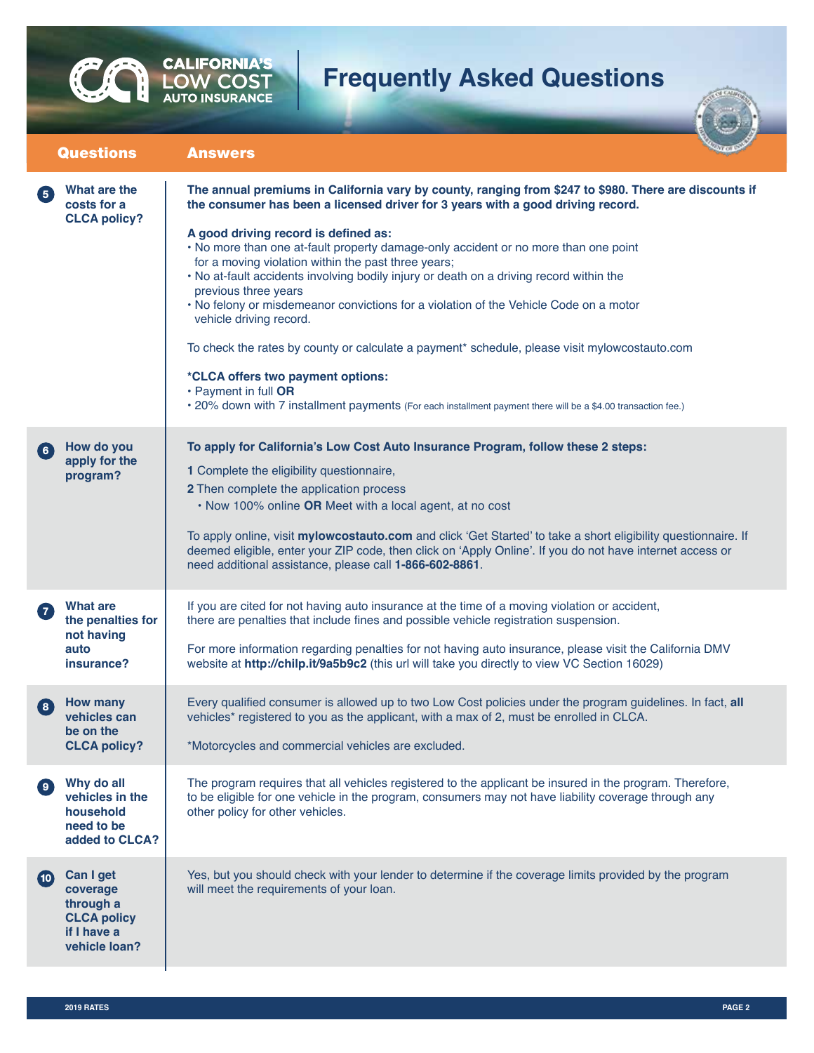# CALIFORNIA'S LOW COST AUTO INSURANCE

## Frequently Asked Questions

| Questions | Answers |
|---|---|
| **5 What are the costs for a CLCA policy?** | **The annual premiums in California vary by county, ranging from $247 to $980. There are discounts if the consumer has been a licensed driver for 3 years with a good driving record.**<br><br>**A good driving record is defined as:**<br>• No more than one at-fault property damage-only accident or no more than one point for a moving violation within the past three years;<br>• No at-fault accidents involving bodily injury or death on a driving record within the previous three years<br>• No felony or misdemeanor convictions for a violation of the Vehicle Code on a motor vehicle driving record.<br><br>To check the rates by county or calculate a payment* schedule, please visit mylowcostauto.com<br><br>**\*CLCA offers two payment options:**<br>• Payment in full **OR**<br>• 20% down with 7 installment payments (For each installment payment there will be a $4.00 transaction fee.) |
| **6 How do you apply for the program?** | **To apply for California's Low Cost Auto Insurance Program, follow these 2 steps:**<br><br>**1** Complete the eligibility questionnaire,<br>**2** Then complete the application process<br>• Now 100% online **OR** Meet with a local agent, at no cost<br><br>To apply online, visit **mylowcostauto.com** and click 'Get Started' to take a short eligibility questionnaire. If deemed eligible, enter your ZIP code, then click on 'Apply Online'. If you do not have internet access or need additional assistance, please call **1-866-602-8861**. |
| **7 What are the penalties for not having auto insurance?** | If you are cited for not having auto insurance at the time of a moving violation or accident, there are penalties that include fines and possible vehicle registration suspension.<br><br>For more information regarding penalties for not having auto insurance, please visit the California DMV website at **http://chilp.it/9a5b9c2** (this url will take you directly to view VC Section 16029) |
| **8 How many vehicles can be on the CLCA policy?** | Every qualified consumer is allowed up to two Low Cost policies under the program guidelines. In fact, **all** vehicles* registered to you as the applicant, with a max of 2, must be enrolled in CLCA.<br><br>*Motorcycles and commercial vehicles are excluded. |
| **9 Why do all vehicles in the household need to be added to CLCA?** | The program requires that all vehicles registered to the applicant be insured in the program. Therefore, to be eligible for one vehicle in the program, consumers may not have liability coverage through any other policy for other vehicles. |
| **10 Can I get coverage through a CLCA policy if I have a vehicle loan?** | Yes, but you should check with your lender to determine if the coverage limits provided by the program will meet the requirements of your loan. |

2019 RATES